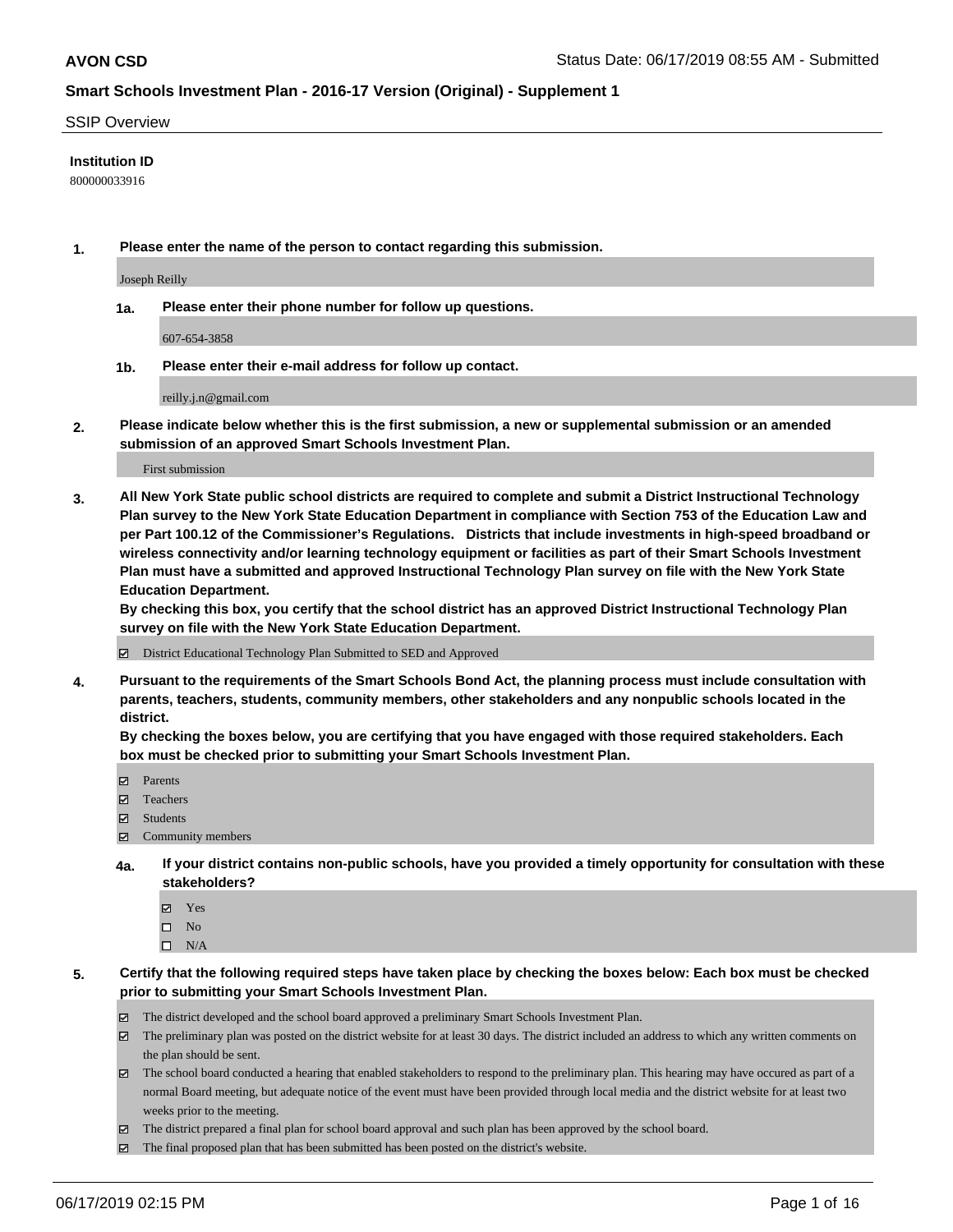**AVON CSD** Status Date: 06/17/2019 08:55 AM - Submitted

## Smart Schools Investment Plan - 2016-17 Version (Original) - Supplement 1

SSIP Overview

**Institution ID**

800000033916

**1. Please enter the name of the person to contact regarding this submission.**

Joseph Reilly

**1a. Please enter their phone number for follow up questions.**

607-654-3858

**1b. Please enter their e-mail address for follow up contact.**

reilly.j.n@gmail.com

**2. Please indicate below whether this is the first submission, a new or supplemental submission or an amended submission of an approved Smart Schools Investment Plan.**

First submission

**3. All New York State public school districts are required to complete and submit a District Instructional Technology Plan survey to the New York State Education Department in compliance with Section 753 of the Education Law and per Part 100.12 of the Commissioner's Regulations. Districts that include investments in high-speed broadband or wireless connectivity and/or learning technology equipment or facilities as part of their Smart Schools Investment Plan must have a submitted and approved Instructional Technology Plan survey on file with the New York State Education Department.**
**By checking this box, you certify that the school district has an approved District Instructional Technology Plan survey on file with the New York State Education Department.**

☑ District Educational Technology Plan Submitted to SED and Approved

**4. Pursuant to the requirements of the Smart Schools Bond Act, the planning process must include consultation with parents, teachers, students, community members, other stakeholders and any nonpublic schools located in the district.**
**By checking the boxes below, you are certifying that you have engaged with those required stakeholders. Each box must be checked prior to submitting your Smart Schools Investment Plan.**

☑ Parents
☑ Teachers
☑ Students
☑ Community members

**4a. If your district contains non-public schools, have you provided a timely opportunity for consultation with these stakeholders?**

☑ Yes
☐ No
☐ N/A

**5. Certify that the following required steps have taken place by checking the boxes below: Each box must be checked prior to submitting your Smart Schools Investment Plan.**

☑ The district developed and the school board approved a preliminary Smart Schools Investment Plan.
☑ The preliminary plan was posted on the district website for at least 30 days. The district included an address to which any written comments on the plan should be sent.
☑ The school board conducted a hearing that enabled stakeholders to respond to the preliminary plan. This hearing may have occured as part of a normal Board meeting, but adequate notice of the event must have been provided through local media and the district website for at least two weeks prior to the meeting.
☑ The district prepared a final plan for school board approval and such plan has been approved by the school board.
☑ The final proposed plan that has been submitted has been posted on the district's website.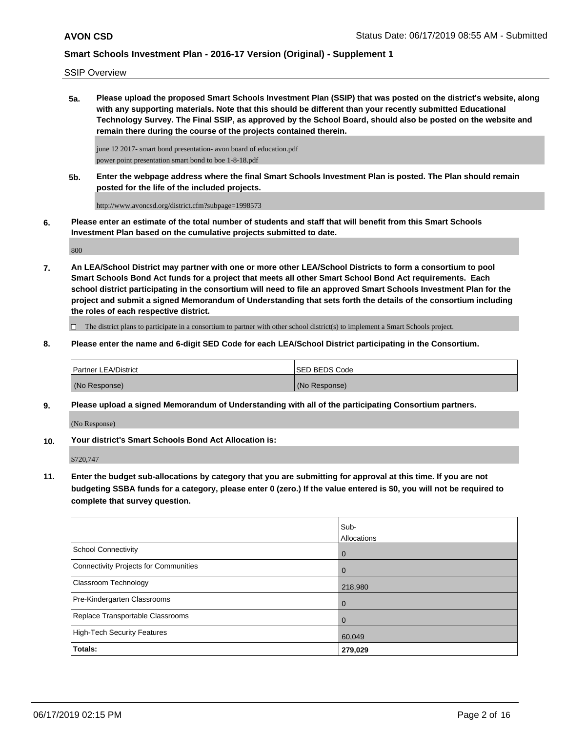SSIP Overview

**5a. Please upload the proposed Smart Schools Investment Plan (SSIP) that was posted on the district's website, along with any supporting materials. Note that this should be different than your recently submitted Educational Technology Survey. The Final SSIP, as approved by the School Board, should also be posted on the website and remain there during the course of the projects contained therein.**

june 12 2017- smart bond presentation- avon board of education.pdf
power point presentation smart bond to boe 1-8-18.pdf

**5b. Enter the webpage address where the final Smart Schools Investment Plan is posted. The Plan should remain posted for the life of the included projects.**

http://www.avoncsd.org/district.cfm?subpage=1998573

**6. Please enter an estimate of the total number of students and staff that will benefit from this Smart Schools Investment Plan based on the cumulative projects submitted to date.**

800

**7. An LEA/School District may partner with one or more other LEA/School Districts to form a consortium to pool Smart Schools Bond Act funds for a project that meets all other Smart School Bond Act requirements. Each school district participating in the consortium will need to file an approved Smart Schools Investment Plan for the project and submit a signed Memorandum of Understanding that sets forth the details of the consortium including the roles of each respective district.**

☐ The district plans to participate in a consortium to partner with other school district(s) to implement a Smart Schools project.

**8. Please enter the name and 6-digit SED Code for each LEA/School District participating in the Consortium.**

| Partner LEA/District | SED BEDS Code |
| --- | --- |
| (No Response) | (No Response) |

**9. Please upload a signed Memorandum of Understanding with all of the participating Consortium partners.**

(No Response)

**10. Your district's Smart Schools Bond Act Allocation is:**

$720,747

**11. Enter the budget sub-allocations by category that you are submitting for approval at this time. If you are not budgeting SSBA funds for a category, please enter 0 (zero.) If the value entered is $0, you will not be required to complete that survey question.**

| | Sub-Allocations |
| --- | --- |
| School Connectivity | 0 |
| Connectivity Projects for Communities | 0 |
| Classroom Technology | 218,980 |
| Pre-Kindergarten Classrooms | 0 |
| Replace Transportable Classrooms | 0 |
| High-Tech Security Features | 60,049 |
| **Totals:** | **279,029** |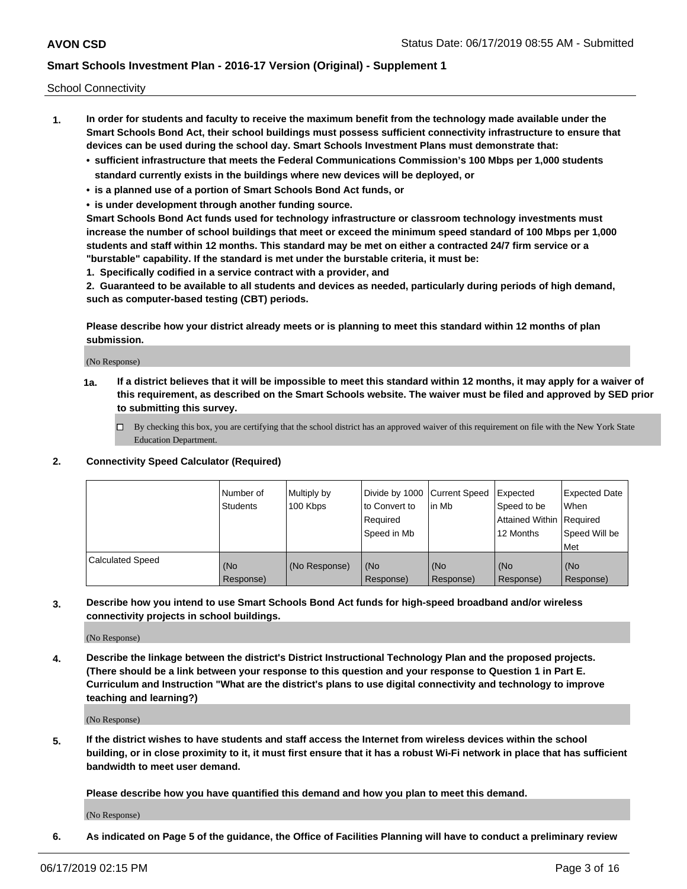School Connectivity

1. **In order for students and faculty to receive the maximum benefit from the technology made available under the Smart Schools Bond Act, their school buildings must possess sufficient connectivity infrastructure to ensure that devices can be used during the school day. Smart Schools Investment Plans must demonstrate that:**
   - **sufficient infrastructure that meets the Federal Communications Commission's 100 Mbps per 1,000 students standard currently exists in the buildings where new devices will be deployed, or**
   - **is a planned use of a portion of Smart Schools Bond Act funds, or**
   - **is under development through another funding source.**

   **Smart Schools Bond Act funds used for technology infrastructure or classroom technology investments must increase the number of school buildings that meet or exceed the minimum speed standard of 100 Mbps per 1,000 students and staff within 12 months. This standard may be met on either a contracted 24/7 firm service or a "burstable" capability. If the standard is met under the burstable criteria, it must be:**

   **1. Specifically codified in a service contract with a provider, and**

   **2. Guaranteed to be available to all students and devices as needed, particularly during periods of high demand, such as computer-based testing (CBT) periods.**

   **Please describe how your district already meets or is planning to meet this standard within 12 months of plan submission.**

   (No Response)

   **1a. If a district believes that it will be impossible to meet this standard within 12 months, it may apply for a waiver of this requirement, as described on the Smart Schools website. The waiver must be filed and approved by SED prior to submitting this survey.**

   ☐ By checking this box, you are certifying that the school district has an approved waiver of this requirement on file with the New York State Education Department.

2. **Connectivity Speed Calculator (Required)**

| | Number of Students | Multiply by 100 Kbps | Divide by 1000 to Convert to Required Speed in Mb | Current Speed in Mb | Expected Speed to be Attained Within 12 Months | Expected Date When Required Speed Will be Met |
|---|---|---|---|---|---|---|
| Calculated Speed | (No Response) | (No Response) | (No Response) | (No Response) | (No Response) | (No Response) |

3. **Describe how you intend to use Smart Schools Bond Act funds for high-speed broadband and/or wireless connectivity projects in school buildings.**

   (No Response)

4. **Describe the linkage between the district's District Instructional Technology Plan and the proposed projects. (There should be a link between your response to this question and your response to Question 1 in Part E. Curriculum and Instruction "What are the district's plans to use digital connectivity and technology to improve teaching and learning?)**

   (No Response)

5. **If the district wishes to have students and staff access the Internet from wireless devices within the school building, or in close proximity to it, it must first ensure that it has a robust Wi-Fi network in place that has sufficient bandwidth to meet user demand.**

   **Please describe how you have quantified this demand and how you plan to meet this demand.**

   (No Response)

6. **As indicated on Page 5 of the guidance, the Office of Facilities Planning will have to conduct a preliminary review**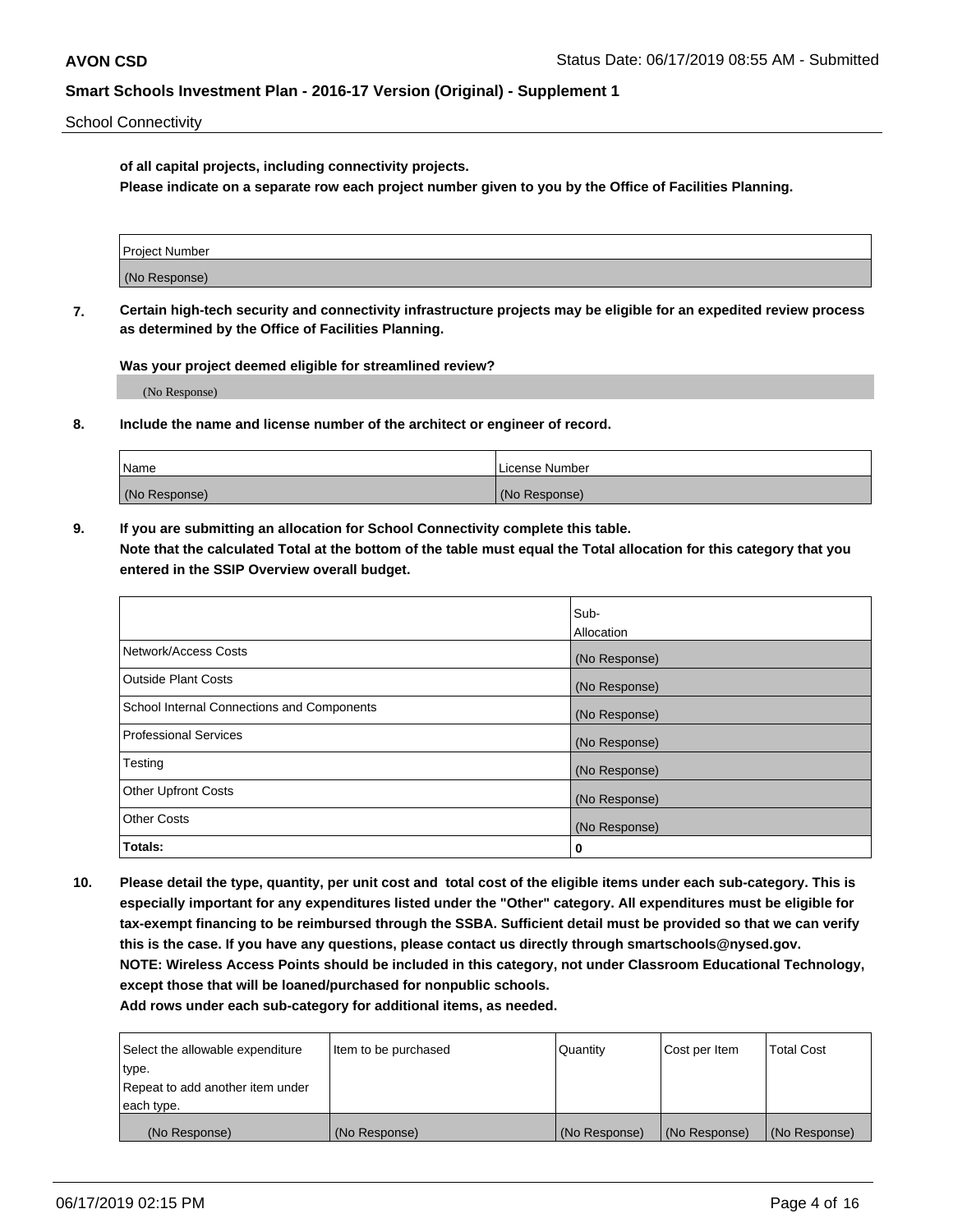School Connectivity

**of all capital projects, including connectivity projects.**
**Please indicate on a separate row each project number given to you by the Office of Facilities Planning.**

| Project Number |
|---|
| (No Response) |

**7. Certain high-tech security and connectivity infrastructure projects may be eligible for an expedited review process as determined by the Office of Facilities Planning.**

**Was your project deemed eligible for streamlined review?**

(No Response)

**8. Include the name and license number of the architect or engineer of record.**

| Name | License Number |
|---|---|
| (No Response) | (No Response) |

**9. If you are submitting an allocation for School Connectivity complete this table.**
**Note that the calculated Total at the bottom of the table must equal the Total allocation for this category that you entered in the SSIP Overview overall budget.**

| | Sub-Allocation |
|---|---|
| Network/Access Costs | (No Response) |
| Outside Plant Costs | (No Response) |
| School Internal Connections and Components | (No Response) |
| Professional Services | (No Response) |
| Testing | (No Response) |
| Other Upfront Costs | (No Response) |
| Other Costs | (No Response) |
| **Totals:** | **0** |

**10. Please detail the type, quantity, per unit cost and total cost of the eligible items under each sub-category. This is especially important for any expenditures listed under the "Other" category. All expenditures must be eligible for tax-exempt financing to be reimbursed through the SSBA. Sufficient detail must be provided so that we can verify this is the case. If you have any questions, please contact us directly through smartschools@nysed.gov.**
**NOTE: Wireless Access Points should be included in this category, not under Classroom Educational Technology, except those that will be loaned/purchased for nonpublic schools.**
**Add rows under each sub-category for additional items, as needed.**

| Select the allowable expenditure type. Repeat to add another item under each type. | Item to be purchased | Quantity | Cost per Item | Total Cost |
|---|---|---|---|---|
| (No Response) | (No Response) | (No Response) | (No Response) | (No Response) |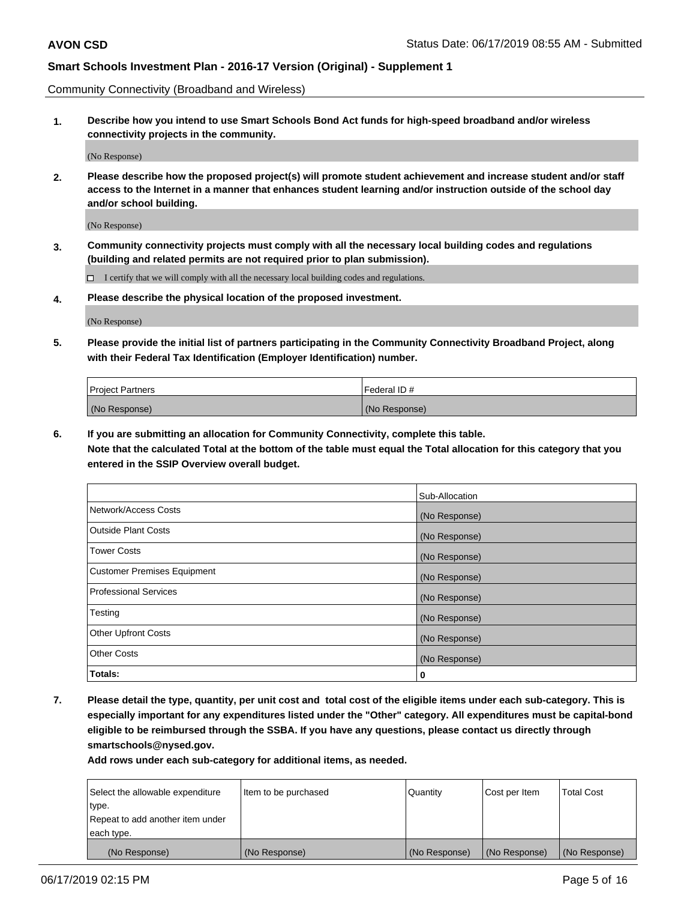Community Connectivity (Broadband and Wireless)

**1. Describe how you intend to use Smart Schools Bond Act funds for high-speed broadband and/or wireless connectivity projects in the community.**

(No Response)

**2. Please describe how the proposed project(s) will promote student achievement and increase student and/or staff access to the Internet in a manner that enhances student learning and/or instruction outside of the school day and/or school building.**

(No Response)

**3. Community connectivity projects must comply with all the necessary local building codes and regulations (building and related permits are not required prior to plan submission).**

☐ I certify that we will comply with all the necessary local building codes and regulations.

**4. Please describe the physical location of the proposed investment.**

(No Response)

**5. Please provide the initial list of partners participating in the Community Connectivity Broadband Project, along with their Federal Tax Identification (Employer Identification) number.**

| Project Partners | Federal ID # |
|---|---|
| (No Response) | (No Response) |

**6. If you are submitting an allocation for Community Connectivity, complete this table.**
**Note that the calculated Total at the bottom of the table must equal the Total allocation for this category that you entered in the SSIP Overview overall budget.**

| | Sub-Allocation |
|---|---|
| Network/Access Costs | (No Response) |
| Outside Plant Costs | (No Response) |
| Tower Costs | (No Response) |
| Customer Premises Equipment | (No Response) |
| Professional Services | (No Response) |
| Testing | (No Response) |
| Other Upfront Costs | (No Response) |
| Other Costs | (No Response) |
| **Totals:** | **0** |

**7. Please detail the type, quantity, per unit cost and total cost of the eligible items under each sub-category. This is especially important for any expenditures listed under the "Other" category. All expenditures must be capital-bond eligible to be reimbursed through the SSBA. If you have any questions, please contact us directly through smartschools@nysed.gov.**

**Add rows under each sub-category for additional items, as needed.**

| Select the allowable expenditure type. Repeat to add another item under each type. | Item to be purchased | Quantity | Cost per Item | Total Cost |
|---|---|---|---|---|
| (No Response) | (No Response) | (No Response) | (No Response) | (No Response) |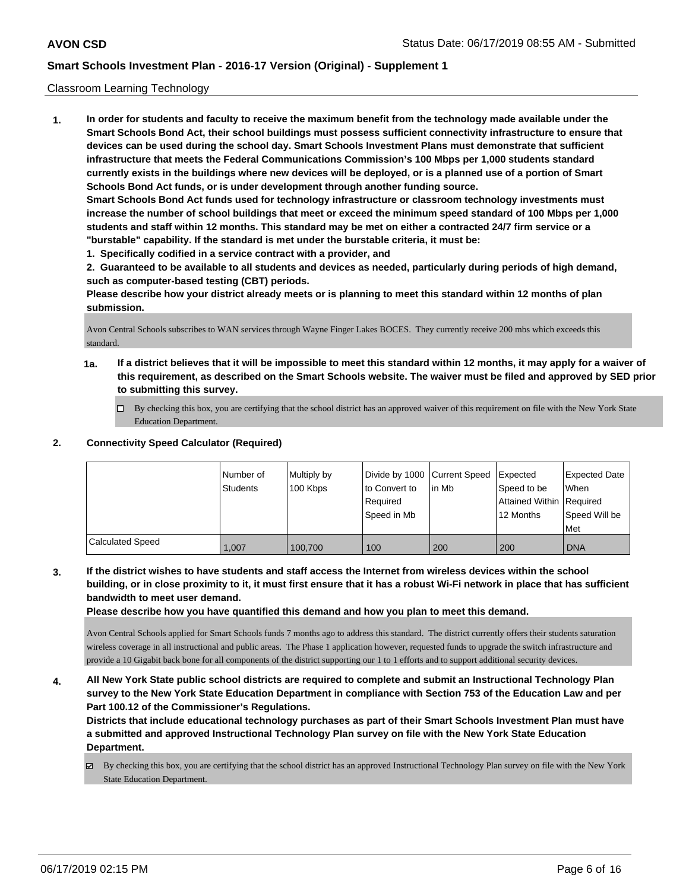Classroom Learning Technology

**1. In order for students and faculty to receive the maximum benefit from the technology made available under the Smart Schools Bond Act, their school buildings must possess sufficient connectivity infrastructure to ensure that devices can be used during the school day. Smart Schools Investment Plans must demonstrate that sufficient infrastructure that meets the Federal Communications Commission's 100 Mbps per 1,000 students standard currently exists in the buildings where new devices will be deployed, or is a planned use of a portion of Smart Schools Bond Act funds, or is under development through another funding source.**

**Smart Schools Bond Act funds used for technology infrastructure or classroom technology investments must increase the number of school buildings that meet or exceed the minimum speed standard of 100 Mbps per 1,000 students and staff within 12 months. This standard may be met on either a contracted 24/7 firm service or a "burstable" capability. If the standard is met under the burstable criteria, it must be:**

**1. Specifically codified in a service contract with a provider, and**

**2. Guaranteed to be available to all students and devices as needed, particularly during periods of high demand, such as computer-based testing (CBT) periods.**

**Please describe how your district already meets or is planning to meet this standard within 12 months of plan submission.**

Avon Central Schools subscribes to WAN services through Wayne Finger Lakes BOCES. They currently receive 200 mbs which exceeds this standard.

**1a. If a district believes that it will be impossible to meet this standard within 12 months, it may apply for a waiver of this requirement, as described on the Smart Schools website. The waiver must be filed and approved by SED prior to submitting this survey.**

☐ By checking this box, you are certifying that the school district has an approved waiver of this requirement on file with the New York State Education Department.

**2. Connectivity Speed Calculator (Required)**

| | Number of Students | Multiply by 100 Kbps | Divide by 1000 to Convert to Required Speed in Mb | Current Speed in Mb | Expected Speed to be Attained Within 12 Months | Expected Date When Required Speed Will be Met |
|---|---|---|---|---|---|---|
| Calculated Speed | 1,007 | 100,700 | 100 | 200 | 200 | DNA |

**3. If the district wishes to have students and staff access the Internet from wireless devices within the school building, or in close proximity to it, it must first ensure that it has a robust Wi-Fi network in place that has sufficient bandwidth to meet user demand.**

**Please describe how you have quantified this demand and how you plan to meet this demand.**

Avon Central Schools applied for Smart Schools funds 7 months ago to address this standard. The district currently offers their students saturation wireless coverage in all instructional and public areas. The Phase 1 application however, requested funds to upgrade the switch infrastructure and provide a 10 Gigabit back bone for all components of the district supporting our 1 to 1 efforts and to support additional security devices.

**4. All New York State public school districts are required to complete and submit an Instructional Technology Plan survey to the New York State Education Department in compliance with Section 753 of the Education Law and per Part 100.12 of the Commissioner's Regulations.**

**Districts that include educational technology purchases as part of their Smart Schools Investment Plan must have a submitted and approved Instructional Technology Plan survey on file with the New York State Education Department.**

☑ By checking this box, you are certifying that the school district has an approved Instructional Technology Plan survey on file with the New York State Education Department.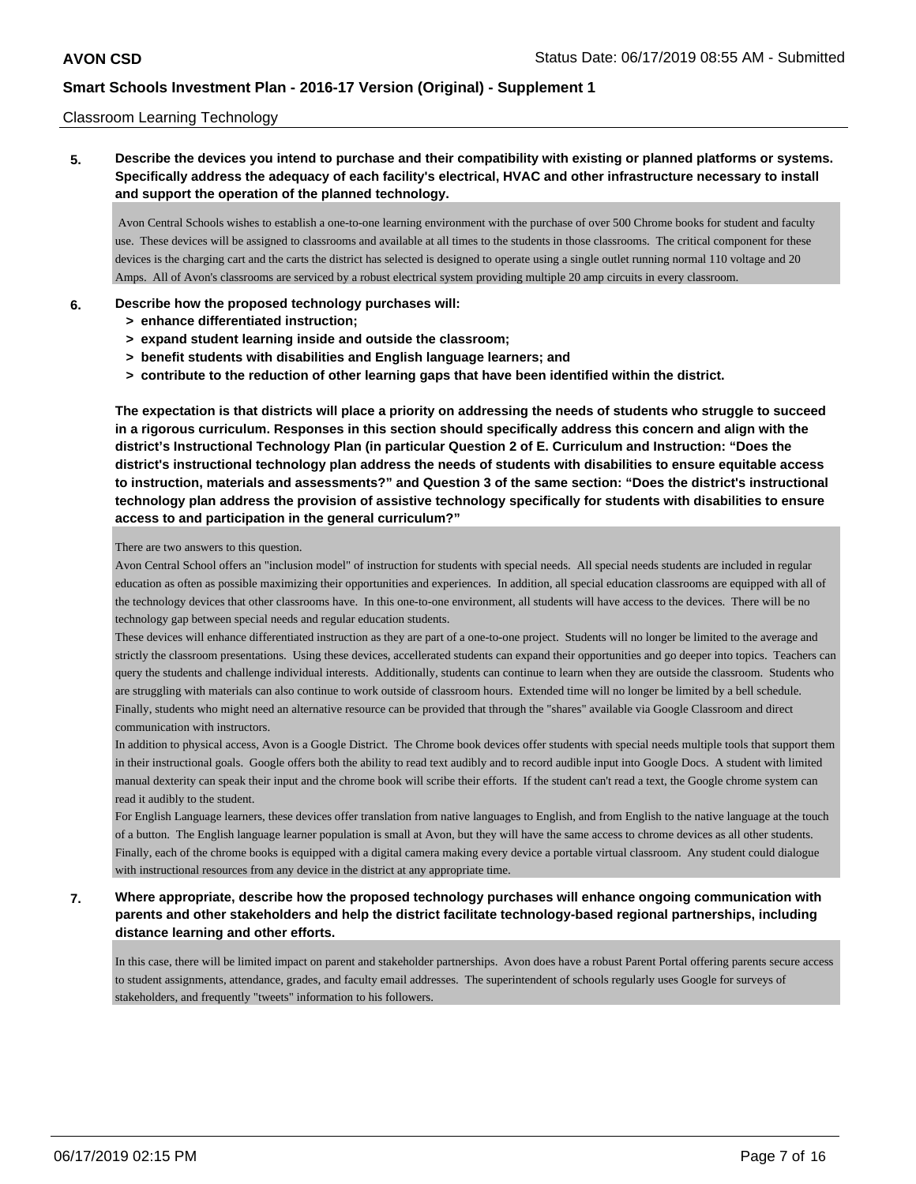Classroom Learning Technology

**5. Describe the devices you intend to purchase and their compatibility with existing or planned platforms or systems. Specifically address the adequacy of each facility's electrical, HVAC and other infrastructure necessary to install and support the operation of the planned technology.**

Avon Central Schools wishes to establish a one-to-one learning environment with the purchase of over 500 Chrome books for student and faculty use. These devices will be assigned to classrooms and available at all times to the students in those classrooms. The critical component for these devices is the charging cart and the carts the district has selected is designed to operate using a single outlet running normal 110 voltage and 20 Amps. All of Avon's classrooms are serviced by a robust electrical system providing multiple 20 amp circuits in every classroom.

**6. Describe how the proposed technology purchases will:**
- **> enhance differentiated instruction;**
- **> expand student learning inside and outside the classroom;**
- **> benefit students with disabilities and English language learners; and**
- **> contribute to the reduction of other learning gaps that have been identified within the district.**

**The expectation is that districts will place a priority on addressing the needs of students who struggle to succeed in a rigorous curriculum. Responses in this section should specifically address this concern and align with the district's Instructional Technology Plan (in particular Question 2 of E. Curriculum and Instruction: "Does the district's instructional technology plan address the needs of students with disabilities to ensure equitable access to instruction, materials and assessments?" and Question 3 of the same section: "Does the district's instructional technology plan address the provision of assistive technology specifically for students with disabilities to ensure access to and participation in the general curriculum?"**

There are two answers to this question.

Avon Central School offers an "inclusion model" of instruction for students with special needs. All special needs students are included in regular education as often as possible maximizing their opportunities and experiences. In addition, all special education classrooms are equipped with all of the technology devices that other classrooms have. In this one-to-one environment, all students will have access to the devices. There will be no technology gap between special needs and regular education students.

These devices will enhance differentiated instruction as they are part of a one-to-one project. Students will no longer be limited to the average and strictly the classroom presentations. Using these devices, accellerated students can expand their opportunities and go deeper into topics. Teachers can query the students and challenge individual interests. Additionally, students can continue to learn when they are outside the classroom. Students who are struggling with materials can also continue to work outside of classroom hours. Extended time will no longer be limited by a bell schedule. Finally, students who might need an alternative resource can be provided that through the "shares" available via Google Classroom and direct communication with instructors.

In addition to physical access, Avon is a Google District. The Chrome book devices offer students with special needs multiple tools that support them in their instructional goals. Google offers both the ability to read text audibly and to record audible input into Google Docs. A student with limited manual dexterity can speak their input and the chrome book will scribe their efforts. If the student can't read a text, the Google chrome system can read it audibly to the student.

For English Language learners, these devices offer translation from native languages to English, and from English to the native language at the touch of a button. The English language learner population is small at Avon, but they will have the same access to chrome devices as all other students. Finally, each of the chrome books is equipped with a digital camera making every device a portable virtual classroom. Any student could dialogue with instructional resources from any device in the district at any appropriate time.

**7. Where appropriate, describe how the proposed technology purchases will enhance ongoing communication with parents and other stakeholders and help the district facilitate technology-based regional partnerships, including distance learning and other efforts.**

In this case, there will be limited impact on parent and stakeholder partnerships. Avon does have a robust Parent Portal offering parents secure access to student assignments, attendance, grades, and faculty email addresses. The superintendent of schools regularly uses Google for surveys of stakeholders, and frequently "tweets" information to his followers.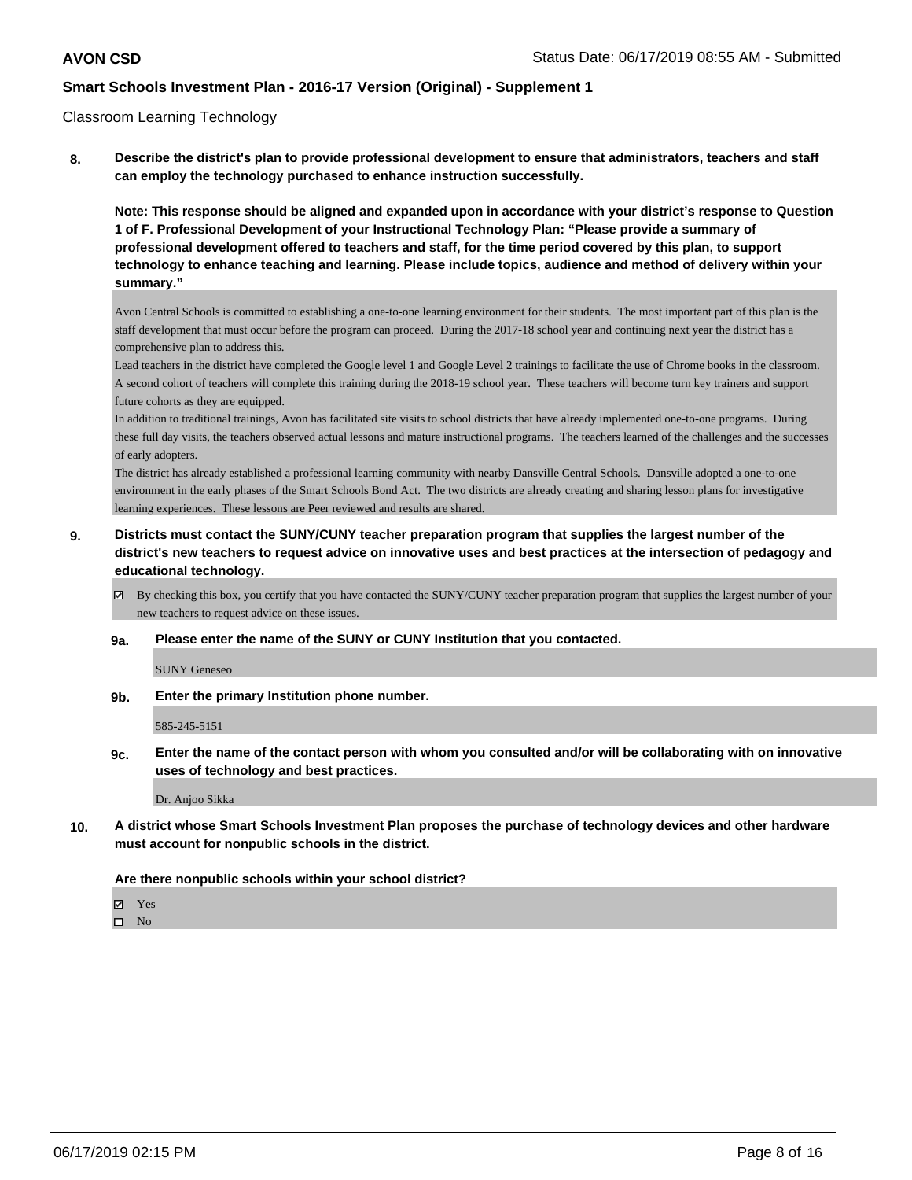Classroom Learning Technology

**8. Describe the district's plan to provide professional development to ensure that administrators, teachers and staff can employ the technology purchased to enhance instruction successfully.**

**Note: This response should be aligned and expanded upon in accordance with your district's response to Question 1 of F. Professional Development of your Instructional Technology Plan: "Please provide a summary of professional development offered to teachers and staff, for the time period covered by this plan, to support technology to enhance teaching and learning. Please include topics, audience and method of delivery within your summary."**

Avon Central Schools is committed to establishing a one-to-one learning environment for their students. The most important part of this plan is the staff development that must occur before the program can proceed. During the 2017-18 school year and continuing next year the district has a comprehensive plan to address this.

Lead teachers in the district have completed the Google level 1 and Google Level 2 trainings to facilitate the use of Chrome books in the classroom. A second cohort of teachers will complete this training during the 2018-19 school year. These teachers will become turn key trainers and support future cohorts as they are equipped.

In addition to traditional trainings, Avon has facilitated site visits to school districts that have already implemented one-to-one programs. During these full day visits, the teachers observed actual lessons and mature instructional programs. The teachers learned of the challenges and the successes of early adopters.

The district has already established a professional learning community with nearby Dansville Central Schools. Dansville adopted a one-to-one environment in the early phases of the Smart Schools Bond Act. The two districts are already creating and sharing lesson plans for investigative learning experiences. These lessons are Peer reviewed and results are shared.

**9. Districts must contact the SUNY/CUNY teacher preparation program that supplies the largest number of the district's new teachers to request advice on innovative uses and best practices at the intersection of pedagogy and educational technology.**

☑ By checking this box, you certify that you have contacted the SUNY/CUNY teacher preparation program that supplies the largest number of your new teachers to request advice on these issues.

**9a. Please enter the name of the SUNY or CUNY Institution that you contacted.**

SUNY Geneseo

**9b. Enter the primary Institution phone number.**

585-245-5151

**9c. Enter the name of the contact person with whom you consulted and/or will be collaborating with on innovative uses of technology and best practices.**

Dr. Anjoo Sikka

**10. A district whose Smart Schools Investment Plan proposes the purchase of technology devices and other hardware must account for nonpublic schools in the district.**

**Are there nonpublic schools within your school district?**

☑ Yes
☐ No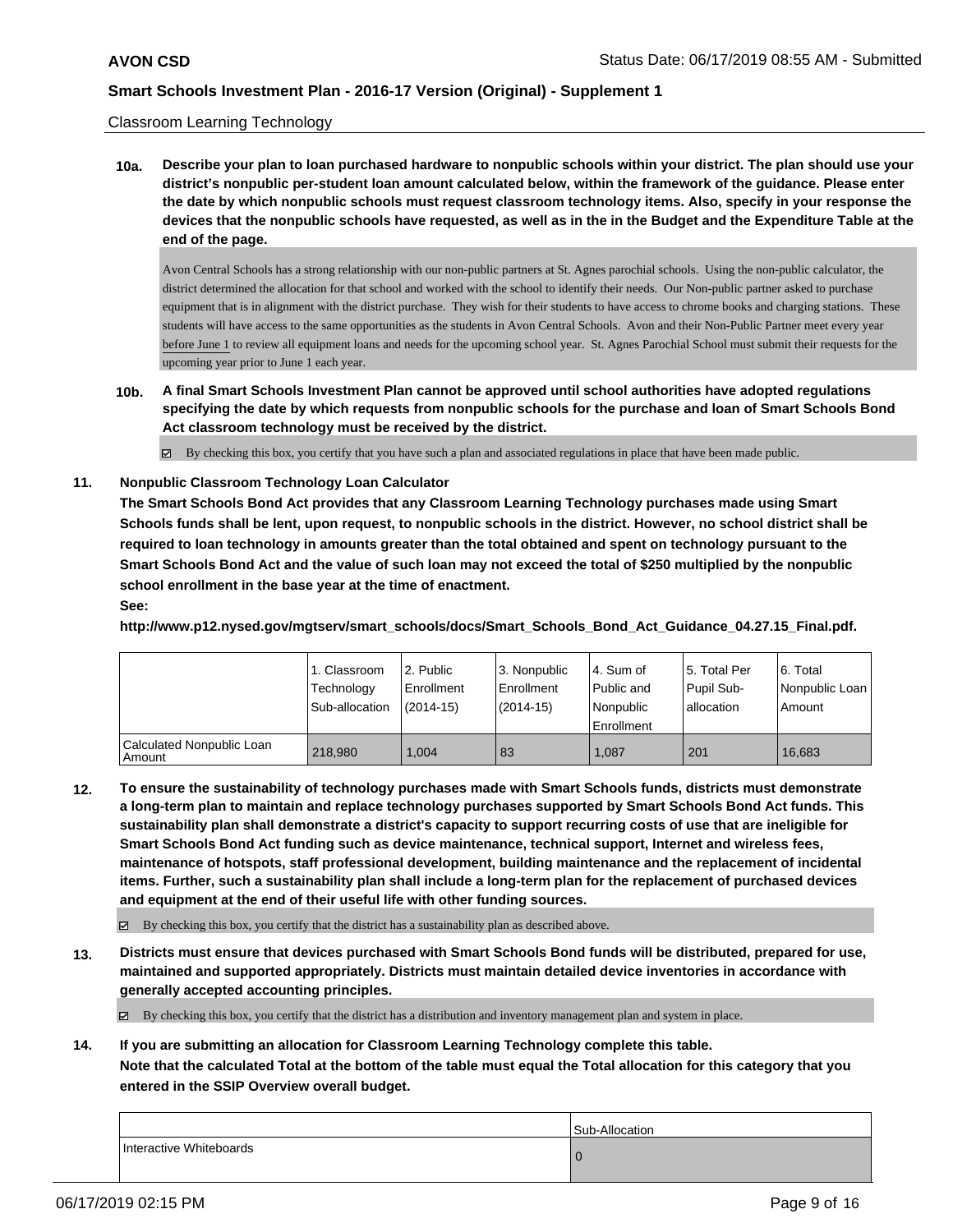Classroom Learning Technology

**10a. Describe your plan to loan purchased hardware to nonpublic schools within your district. The plan should use your district's nonpublic per-student loan amount calculated below, within the framework of the guidance. Please enter the date by which nonpublic schools must request classroom technology items. Also, specify in your response the devices that the nonpublic schools have requested, as well as in the in the Budget and the Expenditure Table at the end of the page.**

Avon Central Schools has a strong relationship with our non-public partners at St. Agnes parochial schools. Using the non-public calculator, the district determined the allocation for that school and worked with the school to identify their needs. Our Non-public partner asked to purchase equipment that is in alignment with the district purchase. They wish for their students to have access to chrome books and charging stations. These students will have access to the same opportunities as the students in Avon Central Schools. Avon and their Non-Public Partner meet every year before June 1 to review all equipment loans and needs for the upcoming school year. St. Agnes Parochial School must submit their requests for the upcoming year prior to June 1 each year.

**10b. A final Smart Schools Investment Plan cannot be approved until school authorities have adopted regulations specifying the date by which requests from nonpublic schools for the purchase and loan of Smart Schools Bond Act classroom technology must be received by the district.**

☑ By checking this box, you certify that you have such a plan and associated regulations in place that have been made public.

**11. Nonpublic Classroom Technology Loan Calculator**

**The Smart Schools Bond Act provides that any Classroom Learning Technology purchases made using Smart Schools funds shall be lent, upon request, to nonpublic schools in the district. However, no school district shall be required to loan technology in amounts greater than the total obtained and spent on technology pursuant to the Smart Schools Bond Act and the value of such loan may not exceed the total of $250 multiplied by the nonpublic school enrollment in the base year at the time of enactment.**

**See:**

**http://www.p12.nysed.gov/mgtserv/smart_schools/docs/Smart_Schools_Bond_Act_Guidance_04.27.15_Final.pdf.**

| | 1. Classroom Technology Sub-allocation | 2. Public Enrollment (2014-15) | 3. Nonpublic Enrollment (2014-15) | 4. Sum of Public and Nonpublic Enrollment | 5. Total Per Pupil Sub-allocation | 6. Total Nonpublic Loan Amount |
|---|---|---|---|---|---|---|
| Calculated Nonpublic Loan Amount | 218,980 | 1,004 | 83 | 1,087 | 201 | 16,683 |

**12. To ensure the sustainability of technology purchases made with Smart Schools funds, districts must demonstrate a long-term plan to maintain and replace technology purchases supported by Smart Schools Bond Act funds. This sustainability plan shall demonstrate a district's capacity to support recurring costs of use that are ineligible for Smart Schools Bond Act funding such as device maintenance, technical support, Internet and wireless fees, maintenance of hotspots, staff professional development, building maintenance and the replacement of incidental items. Further, such a sustainability plan shall include a long-term plan for the replacement of purchased devices and equipment at the end of their useful life with other funding sources.**

☑ By checking this box, you certify that the district has a sustainability plan as described above.

**13. Districts must ensure that devices purchased with Smart Schools Bond funds will be distributed, prepared for use, maintained and supported appropriately. Districts must maintain detailed device inventories in accordance with generally accepted accounting principles.**

☑ By checking this box, you certify that the district has a distribution and inventory management plan and system in place.

**14. If you are submitting an allocation for Classroom Learning Technology complete this table. Note that the calculated Total at the bottom of the table must equal the Total allocation for this category that you entered in the SSIP Overview overall budget.**

| | Sub-Allocation |
|---|---|
| Interactive Whiteboards | 0 |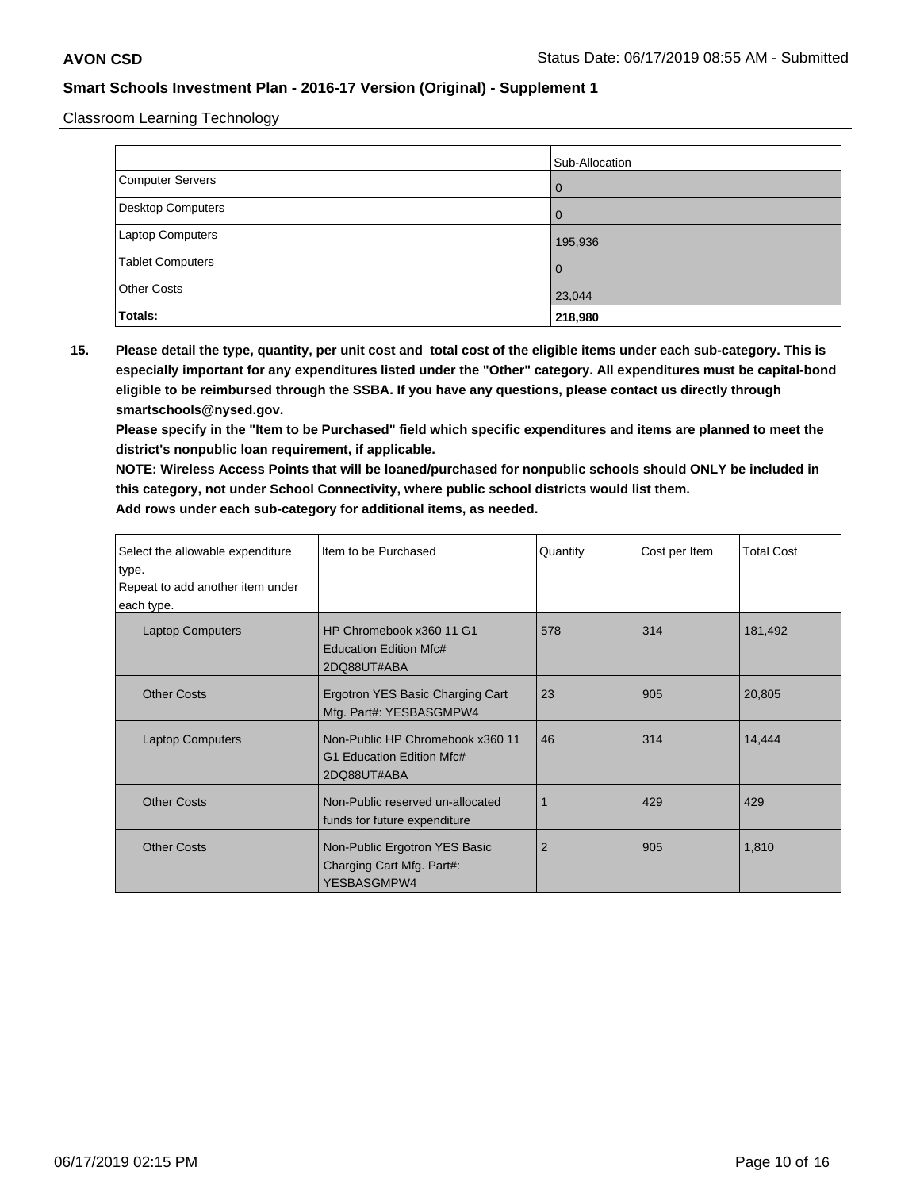Classroom Learning Technology

| | Sub-Allocation |
|---|---|
| Computer Servers | 0 |
| Desktop Computers | 0 |
| Laptop Computers | 195,936 |
| Tablet Computers | 0 |
| Other Costs | 23,044 |
| **Totals:** | **218,980** |

**15. Please detail the type, quantity, per unit cost and total cost of the eligible items under each sub-category. This is especially important for any expenditures listed under the "Other" category. All expenditures must be capital-bond eligible to be reimbursed through the SSBA. If you have any questions, please contact us directly through smartschools@nysed.gov.**

**Please specify in the "Item to be Purchased" field which specific expenditures and items are planned to meet the district's nonpublic loan requirement, if applicable.**

**NOTE: Wireless Access Points that will be loaned/purchased for nonpublic schools should ONLY be included in this category, not under School Connectivity, where public school districts would list them.**

**Add rows under each sub-category for additional items, as needed.**

| Select the allowable expenditure type. Repeat to add another item under each type. | Item to be Purchased | Quantity | Cost per Item | Total Cost |
|---|---|---|---|---|
| Laptop Computers | HP Chromebook x360 11 G1 Education Edition Mfc# 2DQ88UT#ABA | 578 | 314 | 181,492 |
| Other Costs | Ergotron YES Basic Charging Cart Mfg. Part#: YESBASGMPW4 | 23 | 905 | 20,805 |
| Laptop Computers | Non-Public HP Chromebook x360 11 G1 Education Edition Mfc# 2DQ88UT#ABA | 46 | 314 | 14,444 |
| Other Costs | Non-Public reserved un-allocated funds for future expenditure | 1 | 429 | 429 |
| Other Costs | Non-Public Ergotron YES Basic Charging Cart Mfg. Part#: YESBASGMPW4 | 2 | 905 | 1,810 |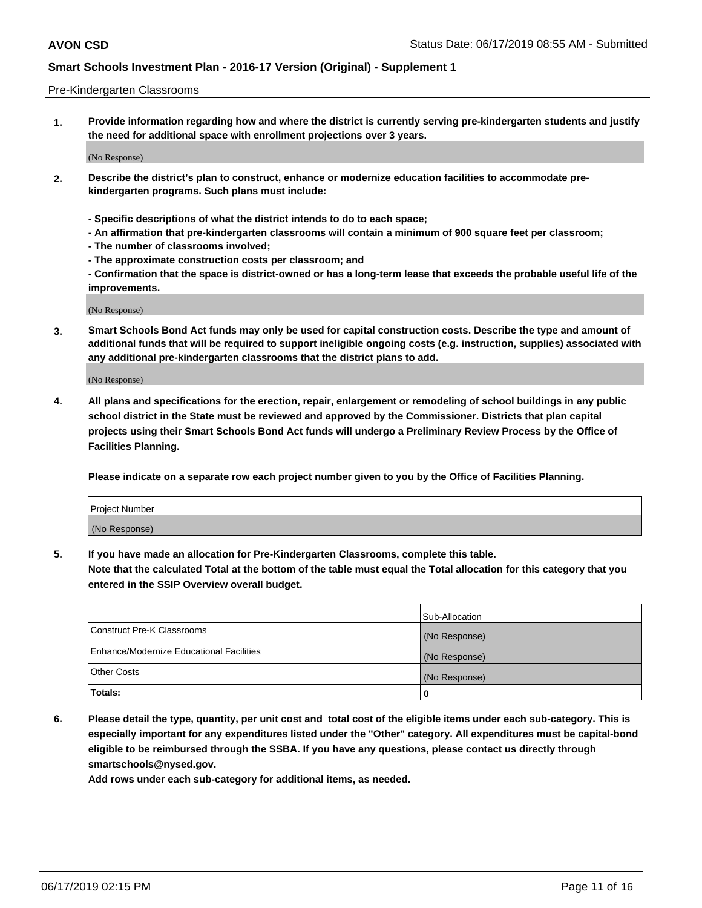Pre-Kindergarten Classrooms

**1. Provide information regarding how and where the district is currently serving pre-kindergarten students and justify the need for additional space with enrollment projections over 3 years.**

(No Response)

**2. Describe the district's plan to construct, enhance or modernize education facilities to accommodate pre-kindergarten programs. Such plans must include:**

**- Specific descriptions of what the district intends to do to each space;**
**- An affirmation that pre-kindergarten classrooms will contain a minimum of 900 square feet per classroom;**
**- The number of classrooms involved;**
**- The approximate construction costs per classroom; and**
**- Confirmation that the space is district-owned or has a long-term lease that exceeds the probable useful life of the improvements.**

(No Response)

**3. Smart Schools Bond Act funds may only be used for capital construction costs. Describe the type and amount of additional funds that will be required to support ineligible ongoing costs (e.g. instruction, supplies) associated with any additional pre-kindergarten classrooms that the district plans to add.**

(No Response)

**4. All plans and specifications for the erection, repair, enlargement or remodeling of school buildings in any public school district in the State must be reviewed and approved by the Commissioner. Districts that plan capital projects using their Smart Schools Bond Act funds will undergo a Preliminary Review Process by the Office of Facilities Planning.**

**Please indicate on a separate row each project number given to you by the Office of Facilities Planning.**

| Project Number |
|---|
| (No Response) |

**5. If you have made an allocation for Pre-Kindergarten Classrooms, complete this table.**
**Note that the calculated Total at the bottom of the table must equal the Total allocation for this category that you entered in the SSIP Overview overall budget.**

| | Sub-Allocation |
|---|---|
| Construct Pre-K Classrooms | (No Response) |
| Enhance/Modernize Educational Facilities | (No Response) |
| Other Costs | (No Response) |
| **Totals:** | **0** |

**6. Please detail the type, quantity, per unit cost and total cost of the eligible items under each sub-category. This is especially important for any expenditures listed under the "Other" category. All expenditures must be capital-bond eligible to be reimbursed through the SSBA. If you have any questions, please contact us directly through smartschools@nysed.gov.**
**Add rows under each sub-category for additional items, as needed.**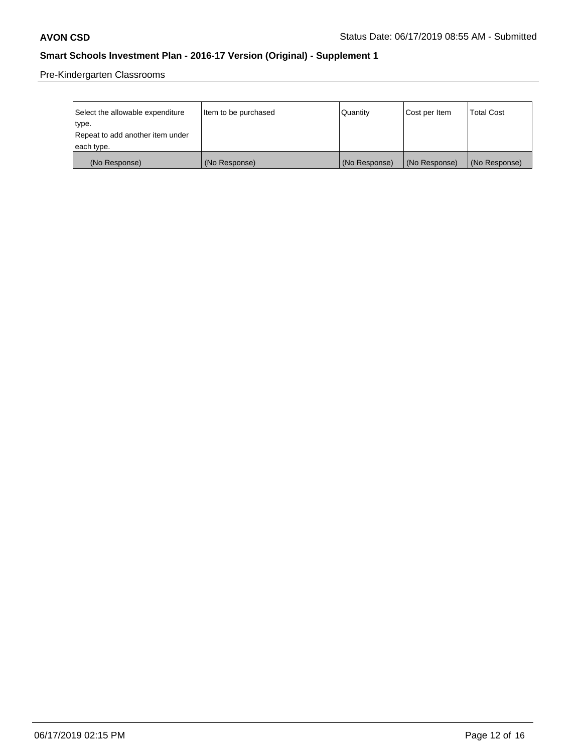Pre-Kindergarten Classrooms

| Select the allowable expenditure type. Repeat to add another item under each type. | Item to be purchased | Quantity | Cost per Item | Total Cost |
|---|---|---|---|---|
| (No Response) | (No Response) | (No Response) | (No Response) | (No Response) |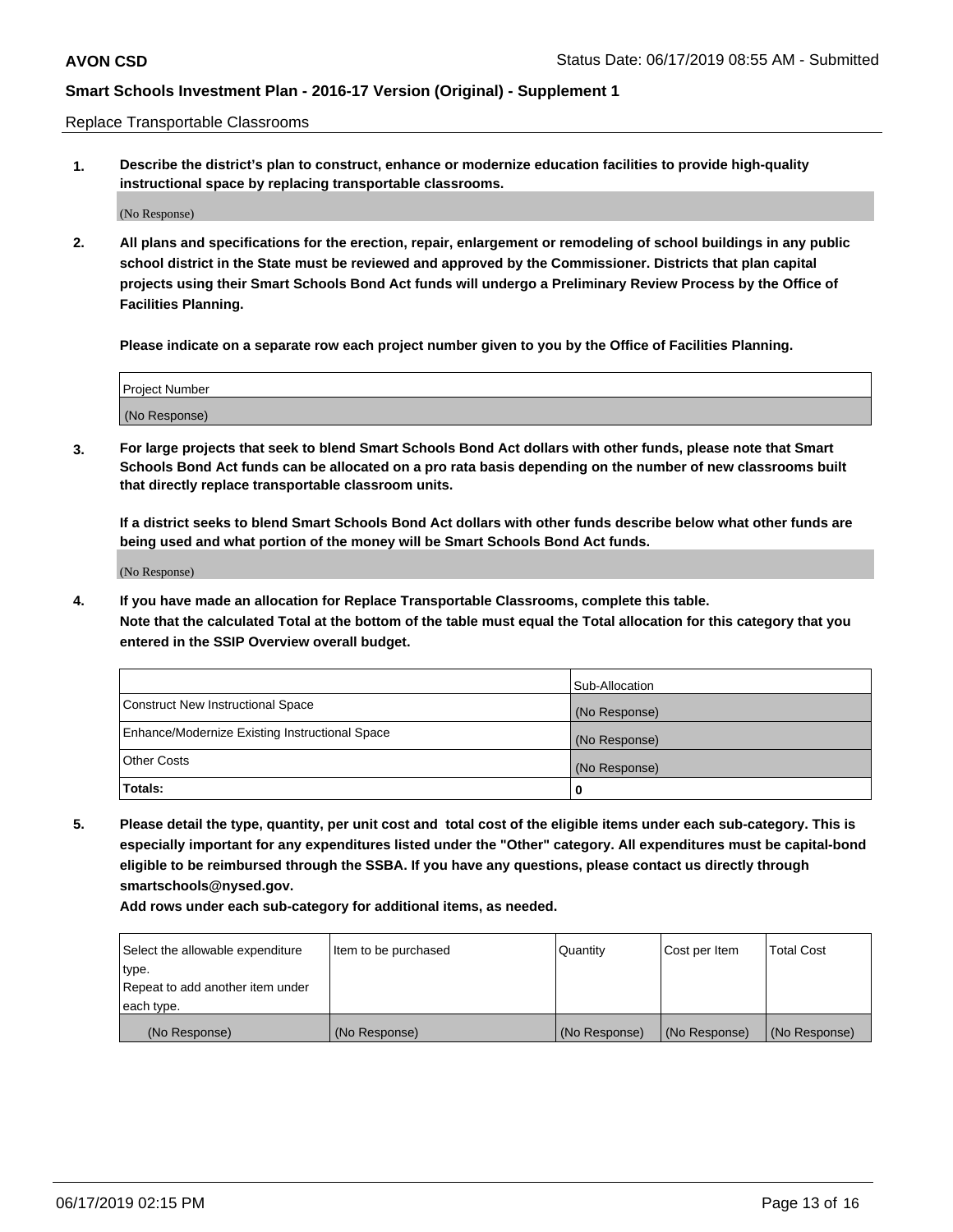Replace Transportable Classrooms

1. **Describe the district's plan to construct, enhance or modernize education facilities to provide high-quality instructional space by replacing transportable classrooms.**

(No Response)

2. **All plans and specifications for the erection, repair, enlargement or remodeling of school buildings in any public school district in the State must be reviewed and approved by the Commissioner. Districts that plan capital projects using their Smart Schools Bond Act funds will undergo a Preliminary Review Process by the Office of Facilities Planning.**

**Please indicate on a separate row each project number given to you by the Office of Facilities Planning.**

| Project Number |
|---|
| (No Response) |

3. **For large projects that seek to blend Smart Schools Bond Act dollars with other funds, please note that Smart Schools Bond Act funds can be allocated on a pro rata basis depending on the number of new classrooms built that directly replace transportable classroom units.**

**If a district seeks to blend Smart Schools Bond Act dollars with other funds describe below what other funds are being used and what portion of the money will be Smart Schools Bond Act funds.**

(No Response)

4. **If you have made an allocation for Replace Transportable Classrooms, complete this table. Note that the calculated Total at the bottom of the table must equal the Total allocation for this category that you entered in the SSIP Overview overall budget.**

| | Sub-Allocation |
|---|---|
| Construct New Instructional Space | (No Response) |
| Enhance/Modernize Existing Instructional Space | (No Response) |
| Other Costs | (No Response) |
| **Totals:** | **0** |

5. **Please detail the type, quantity, per unit cost and total cost of the eligible items under each sub-category. This is especially important for any expenditures listed under the "Other" category. All expenditures must be capital-bond eligible to be reimbursed through the SSBA. If you have any questions, please contact us directly through smartschools@nysed.gov.**

**Add rows under each sub-category for additional items, as needed.**

| Select the allowable expenditure type. Repeat to add another item under each type. | Item to be purchased | Quantity | Cost per Item | Total Cost |
|---|---|---|---|---|
| (No Response) | (No Response) | (No Response) | (No Response) | (No Response) |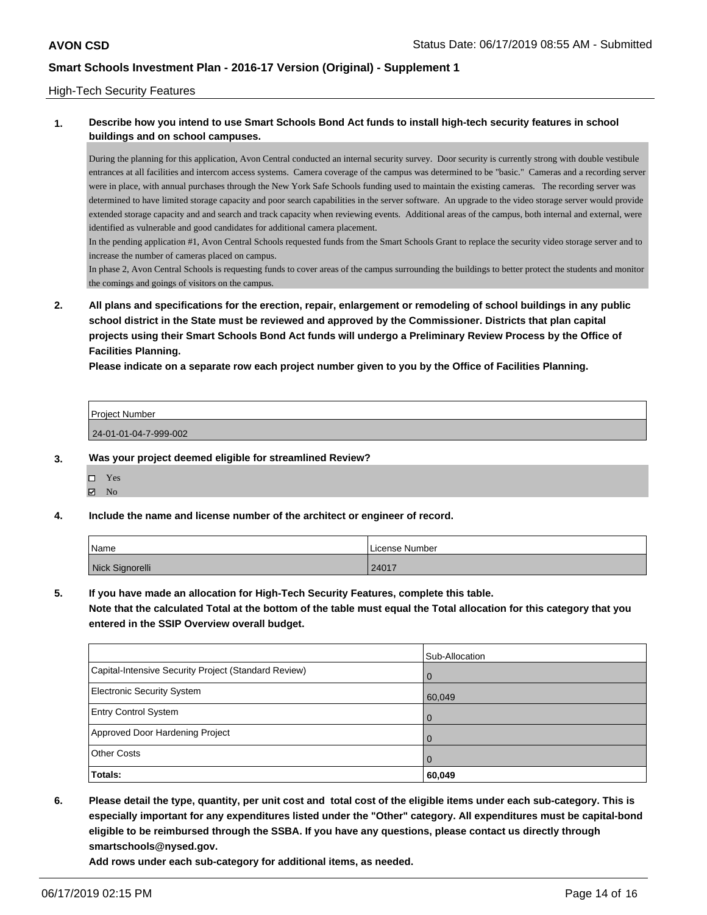High-Tech Security Features

**1. Describe how you intend to use Smart Schools Bond Act funds to install high-tech security features in school buildings and on school campuses.**

During the planning for this application, Avon Central conducted an internal security survey. Door security is currently strong with double vestibule entrances at all facilities and intercom access systems. Camera coverage of the campus was determined to be "basic." Cameras and a recording server were in place, with annual purchases through the New York Safe Schools funding used to maintain the existing cameras. The recording server was determined to have limited storage capacity and poor search capabilities in the server software. An upgrade to the video storage server would provide extended storage capacity and and search and track capacity when reviewing events. Additional areas of the campus, both internal and external, were identified as vulnerable and good candidates for additional camera placement.
In the pending application #1, Avon Central Schools requested funds from the Smart Schools Grant to replace the security video storage server and to increase the number of cameras placed on campus.
In phase 2, Avon Central Schools is requesting funds to cover areas of the campus surrounding the buildings to better protect the students and monitor the comings and goings of visitors on the campus.

**2. All plans and specifications for the erection, repair, enlargement or remodeling of school buildings in any public school district in the State must be reviewed and approved by the Commissioner. Districts that plan capital projects using their Smart Schools Bond Act funds will undergo a Preliminary Review Process by the Office of Facilities Planning.**

**Please indicate on a separate row each project number given to you by the Office of Facilities Planning.**

| Project Number |
| --- |
| 24-01-01-04-7-999-002 |

**3. Was your project deemed eligible for streamlined Review?**

☐ Yes
☑ No

**4. Include the name and license number of the architect or engineer of record.**

| Name | License Number |
| --- | --- |
| Nick Signorelli | 24017 |

**5. If you have made an allocation for High-Tech Security Features, complete this table.**
**Note that the calculated Total at the bottom of the table must equal the Total allocation for this category that you entered in the SSIP Overview overall budget.**

| | Sub-Allocation |
| --- | --- |
| Capital-Intensive Security Project (Standard Review) | 0 |
| Electronic Security System | 60,049 |
| Entry Control System | 0 |
| Approved Door Hardening Project | 0 |
| Other Costs | 0 |
| **Totals:** | **60,049** |

**6. Please detail the type, quantity, per unit cost and total cost of the eligible items under each sub-category. This is especially important for any expenditures listed under the "Other" category. All expenditures must be capital-bond eligible to be reimbursed through the SSBA. If you have any questions, please contact us directly through smartschools@nysed.gov.**

**Add rows under each sub-category for additional items, as needed.**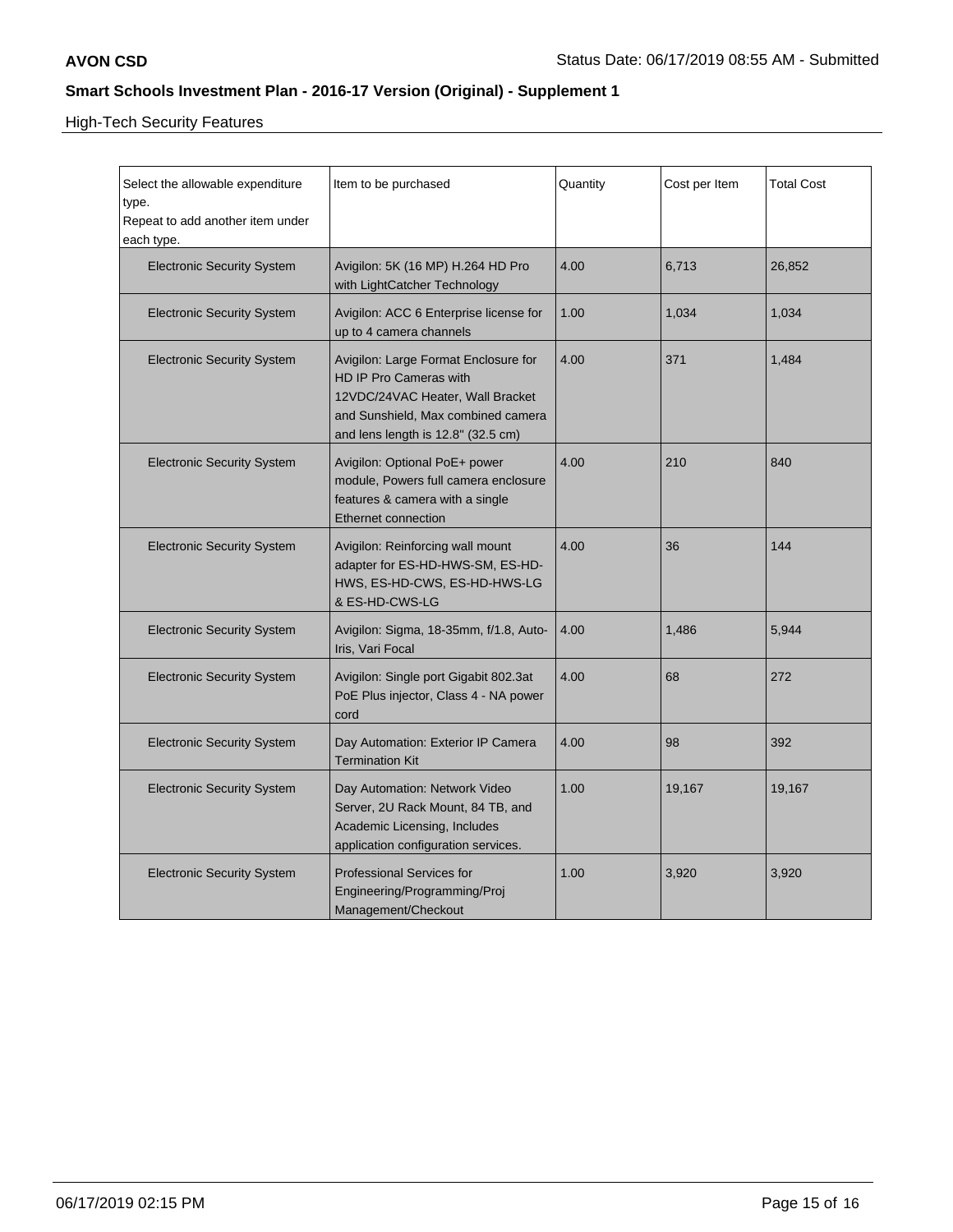High-Tech Security Features

| Select the allowable expenditure type. Repeat to add another item under each type. | Item to be purchased | Quantity | Cost per Item | Total Cost |
|---|---|---|---|---|
| Electronic Security System | Avigilon: 5K (16 MP) H.264 HD Pro with LightCatcher Technology | 4.00 | 6,713 | 26,852 |
| Electronic Security System | Avigilon: ACC 6 Enterprise license for up to 4 camera channels | 1.00 | 1,034 | 1,034 |
| Electronic Security System | Avigilon: Large Format Enclosure for HD IP Pro Cameras with 12VDC/24VAC Heater, Wall Bracket and Sunshield, Max combined camera and lens length is 12.8" (32.5 cm) | 4.00 | 371 | 1,484 |
| Electronic Security System | Avigilon: Optional PoE+ power module, Powers full camera enclosure features & camera with a single Ethernet connection | 4.00 | 210 | 840 |
| Electronic Security System | Avigilon: Reinforcing wall mount adapter for ES-HD-HWS-SM, ES-HD-HWS, ES-HD-CWS, ES-HD-HWS-LG & ES-HD-CWS-LG | 4.00 | 36 | 144 |
| Electronic Security System | Avigilon: Sigma, 18-35mm, f/1.8, Auto-Iris, Vari Focal | 4.00 | 1,486 | 5,944 |
| Electronic Security System | Avigilon: Single port Gigabit 802.3at PoE Plus injector, Class 4 - NA power cord | 4.00 | 68 | 272 |
| Electronic Security System | Day Automation: Exterior IP Camera Termination Kit | 4.00 | 98 | 392 |
| Electronic Security System | Day Automation: Network Video Server, 2U Rack Mount, 84 TB, and Academic Licensing, Includes application configuration services. | 1.00 | 19,167 | 19,167 |
| Electronic Security System | Professional Services for Engineering/Programming/Proj Management/Checkout | 1.00 | 3,920 | 3,920 |